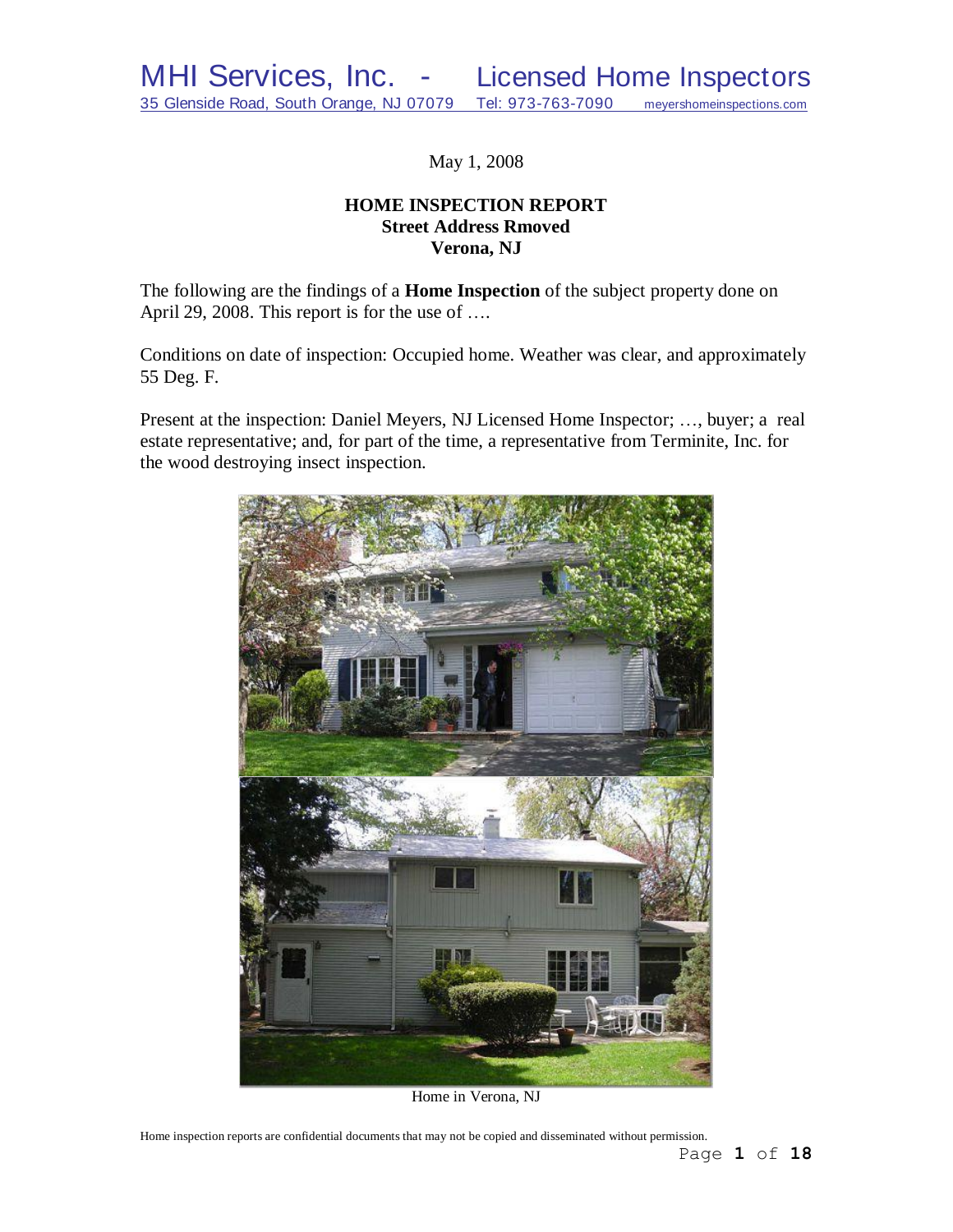MHI Services, Inc. - Licensed Home Inspectors

35 Glenside Road, South Orange, NJ 07079 Tel: 973-763-7090 meyershomeinspections.com

May 1, 2008

**HOME INSPECTION REPORT**
**Street Address Rmoved**
**Verona, NJ**

The following are the findings of a **Home Inspection** of the subject property done on April 29, 2008. This report is for the use of ….

Conditions on date of inspection: Occupied home. Weather was clear, and approximately 55 Deg. F.

Present at the inspection: Daniel Meyers, NJ Licensed Home Inspector; …, buyer; a real estate representative; and, for part of the time, a representative from Terminite, Inc. for the wood destroying insect inspection.

Home in Verona, NJ

Home inspection reports are confidential documents that may not be copied and disseminated without permission.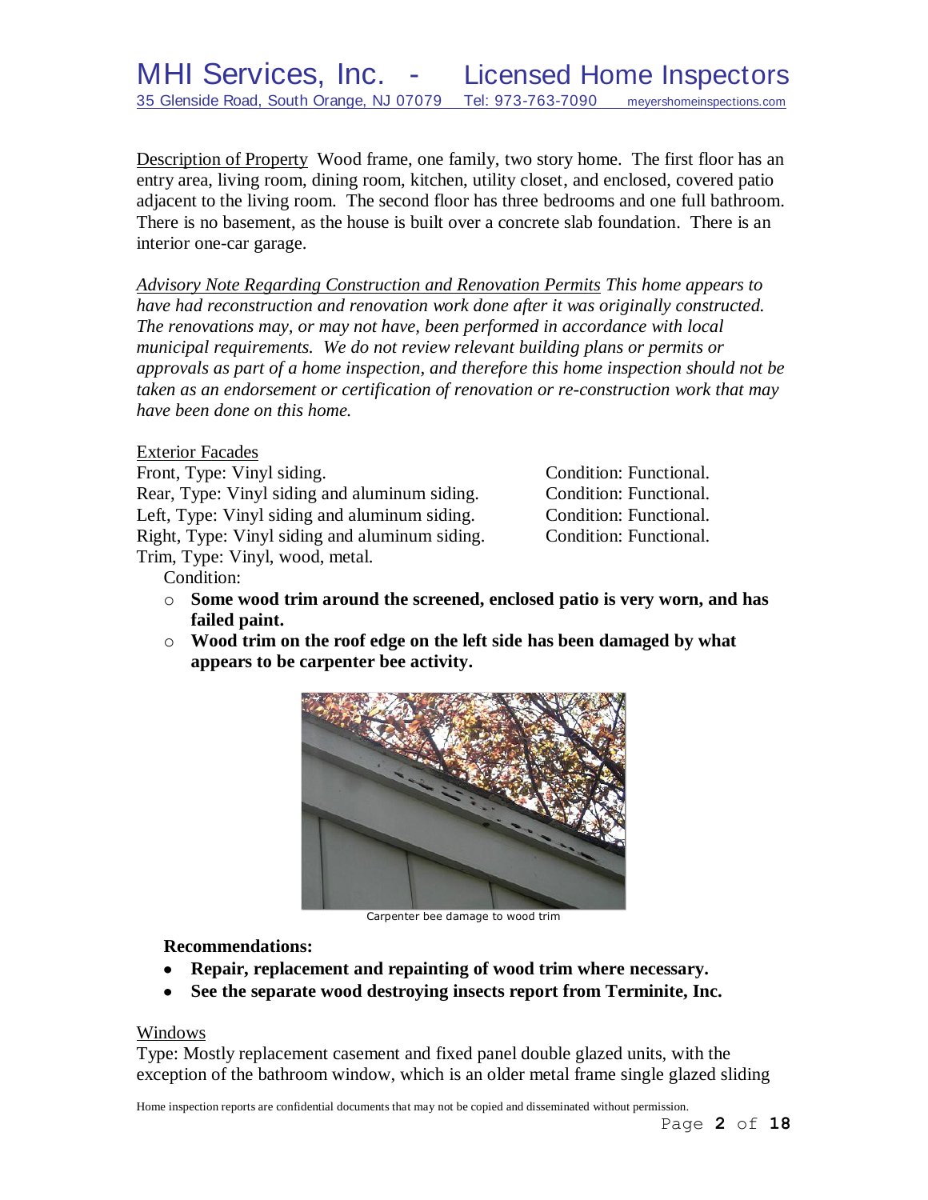Description of Property Wood frame, one family, two story home. The first floor has an entry area, living room, dining room, kitchen, utility closet, and enclosed, covered patio adjacent to the living room. The second floor has three bedrooms and one full bathroom. There is no basement, as the house is built over a concrete slab foundation. There is an interior one-car garage.

*Advisory Note Regarding Construction and Renovation Permits This home appears to have had reconstruction and renovation work done after it was originally constructed. The renovations may, or may not have, been performed in accordance with local municipal requirements. We do not review relevant building plans or permits or approvals as part of a home inspection, and therefore this home inspection should not be taken as an endorsement or certification of renovation or re-construction work that may have been done on this home.*

Exterior Facades

| Type | Condition |
|---|---|
| Front, Type: Vinyl siding. | Condition: Functional. |
| Rear, Type: Vinyl siding and aluminum siding. | Condition: Functional. |
| Left, Type: Vinyl siding and aluminum siding. | Condition: Functional. |
| Right, Type: Vinyl siding and aluminum siding. | Condition: Functional. |

Trim, Type: Vinyl, wood, metal.

Condition:

- **Some wood trim around the screened, enclosed patio is very worn, and has failed paint.**
- **Wood trim on the roof edge on the left side has been damaged by what appears to be carpenter bee activity.**

Carpenter bee damage to wood trim

**Recommendations:**

- **Repair, replacement and repainting of wood trim where necessary.**
- **See the separate wood destroying insects report from Terminite, Inc.**

Windows

Type: Mostly replacement casement and fixed panel double glazed units, with the exception of the bathroom window, which is an older metal frame single glazed sliding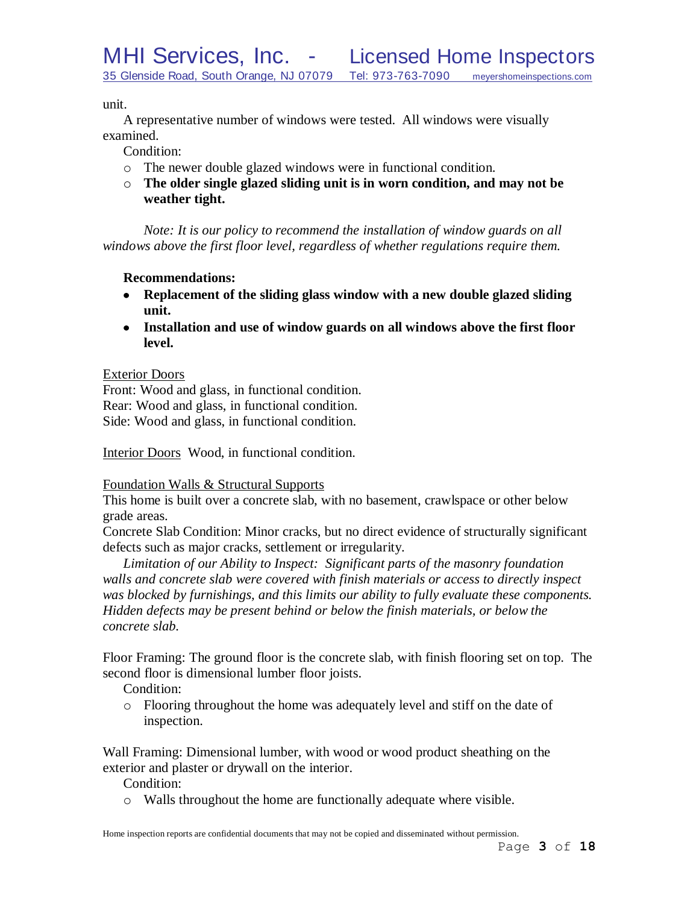unit.

A representative number of windows were tested. All windows were visually examined.

Condition:

- The newer double glazed windows were in functional condition.
- **The older single glazed sliding unit is in worn condition, and may not be weather tight.**

*Note: It is our policy to recommend the installation of window guards on all windows above the first floor level, regardless of whether regulations require them.*

**Recommendations:**

- **Replacement of the sliding glass window with a new double glazed sliding unit.**
- **Installation and use of window guards on all windows above the first floor level.**

<u>Exterior Doors</u>

Front: Wood and glass, in functional condition.
Rear: Wood and glass, in functional condition.
Side: Wood and glass, in functional condition.

<u>Interior Doors</u> Wood, in functional condition.

<u>Foundation Walls & Structural Supports</u>

This home is built over a concrete slab, with no basement, crawlspace or other below grade areas.

Concrete Slab Condition: Minor cracks, but no direct evidence of structurally significant defects such as major cracks, settlement or irregularity.

*Limitation of our Ability to Inspect: Significant parts of the masonry foundation walls and concrete slab were covered with finish materials or access to directly inspect was blocked by furnishings, and this limits our ability to fully evaluate these components. Hidden defects may be present behind or below the finish materials, or below the concrete slab.*

Floor Framing: The ground floor is the concrete slab, with finish flooring set on top. The second floor is dimensional lumber floor joists.

Condition:

- Flooring throughout the home was adequately level and stiff on the date of inspection.

Wall Framing: Dimensional lumber, with wood or wood product sheathing on the exterior and plaster or drywall on the interior.

Condition:

- Walls throughout the home are functionally adequate where visible.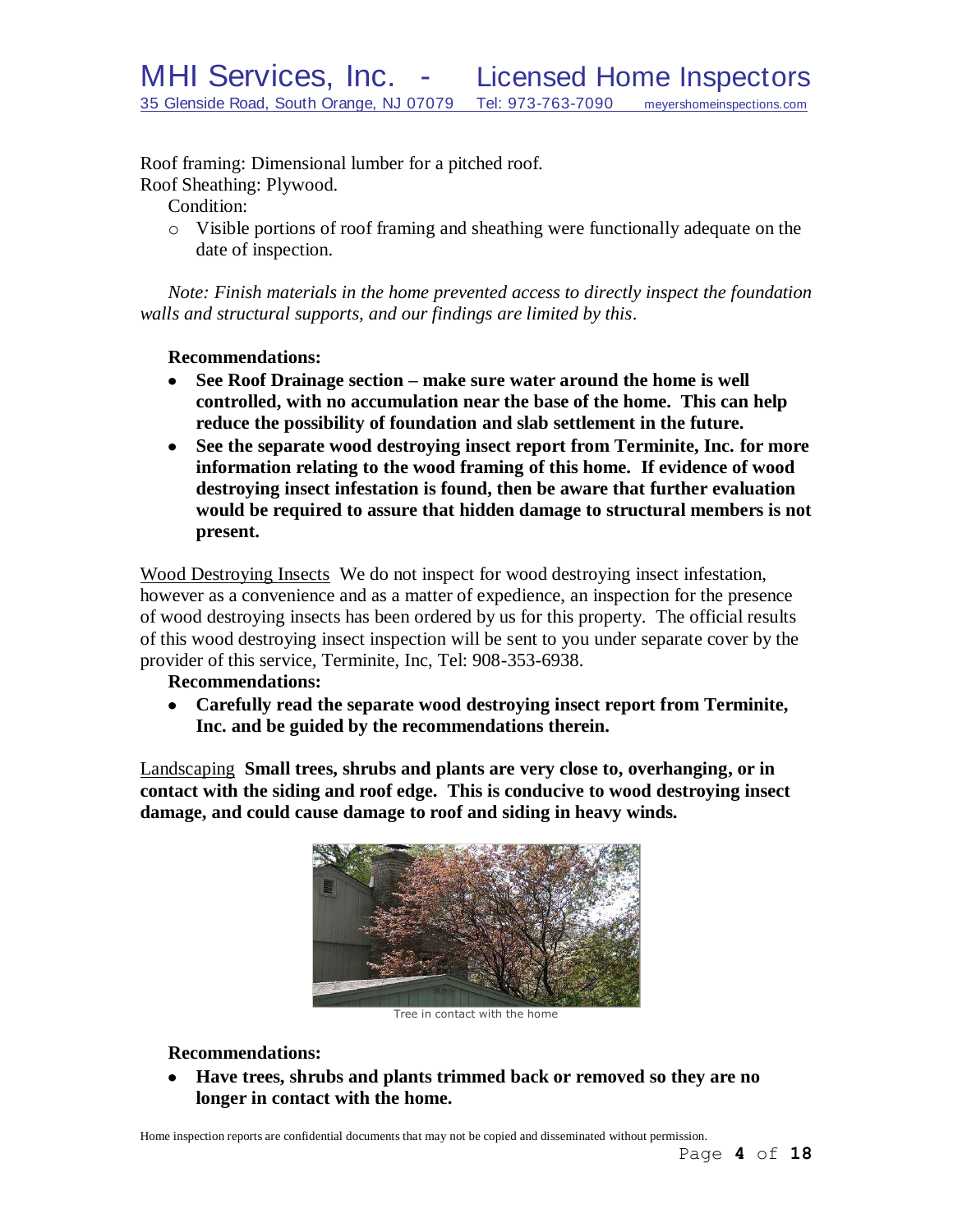Roof framing: Dimensional lumber for a pitched roof.
Roof Sheathing: Plywood.

Condition:

- Visible portions of roof framing and sheathing were functionally adequate on the date of inspection.

*Note: Finish materials in the home prevented access to directly inspect the foundation walls and structural supports, and our findings are limited by this*.

**Recommendations:**

- **See Roof Drainage section – make sure water around the home is well controlled, with no accumulation near the base of the home. This can help reduce the possibility of foundation and slab settlement in the future.**
- **See the separate wood destroying insect report from Terminite, Inc. for more information relating to the wood framing of this home. If evidence of wood destroying insect infestation is found, then be aware that further evaluation would be required to assure that hidden damage to structural members is not present.**

Wood Destroying Insects We do not inspect for wood destroying insect infestation, however as a convenience and as a matter of expedience, an inspection for the presence of wood destroying insects has been ordered by us for this property. The official results of this wood destroying insect inspection will be sent to you under separate cover by the provider of this service, Terminite, Inc, Tel: 908-353-6938.

**Recommendations:**

- **Carefully read the separate wood destroying insect report from Terminite, Inc. and be guided by the recommendations therein.**

Landscaping **Small trees, shrubs and plants are very close to, overhanging, or in contact with the siding and roof edge. This is conducive to wood destroying insect damage, and could cause damage to roof and siding in heavy winds.**

Tree in contact with the home

**Recommendations:**

- **Have trees, shrubs and plants trimmed back or removed so they are no longer in contact with the home.**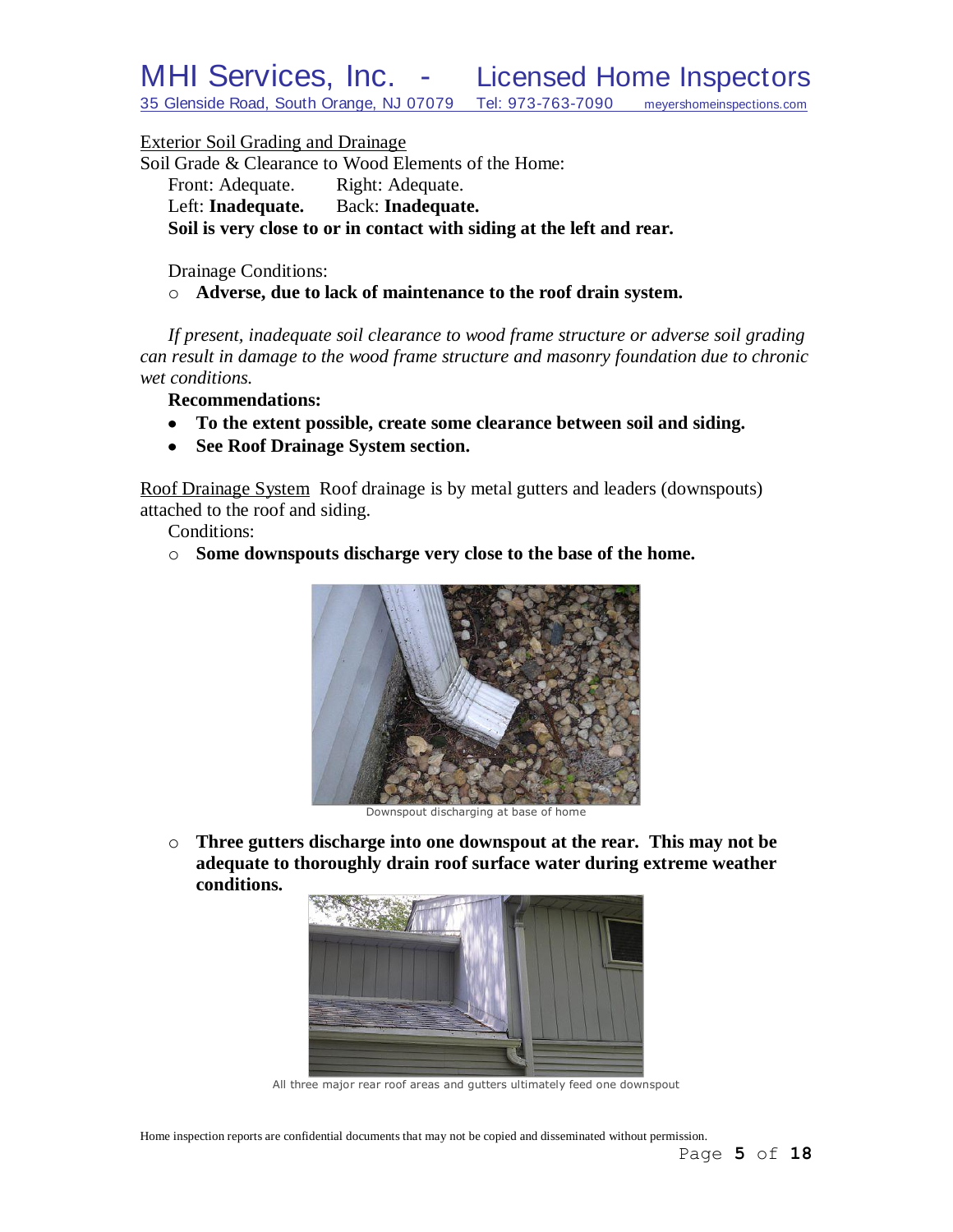Exterior Soil Grading and Drainage

Soil Grade & Clearance to Wood Elements of the Home:

Front: Adequate. Right: Adequate.
Left: **Inadequate.** Back: **Inadequate.**
**Soil is very close to or in contact with siding at the left and rear.**

Drainage Conditions:

- **Adverse, due to lack of maintenance to the roof drain system.**

*If present, inadequate soil clearance to wood frame structure or adverse soil grading can result in damage to the wood frame structure and masonry foundation due to chronic wet conditions.*

**Recommendations:**

- **To the extent possible, create some clearance between soil and siding.**
- **See Roof Drainage System section.**

Roof Drainage System Roof drainage is by metal gutters and leaders (downspouts) attached to the roof and siding.

Conditions:

- **Some downspouts discharge very close to the base of the home.**

Downspout discharging at base of home

- **Three gutters discharge into one downspout at the rear. This may not be adequate to thoroughly drain roof surface water during extreme weather conditions.**

All three major rear roof areas and gutters ultimately feed one downspout

Home inspection reports are confidential documents that may not be copied and disseminated without permission.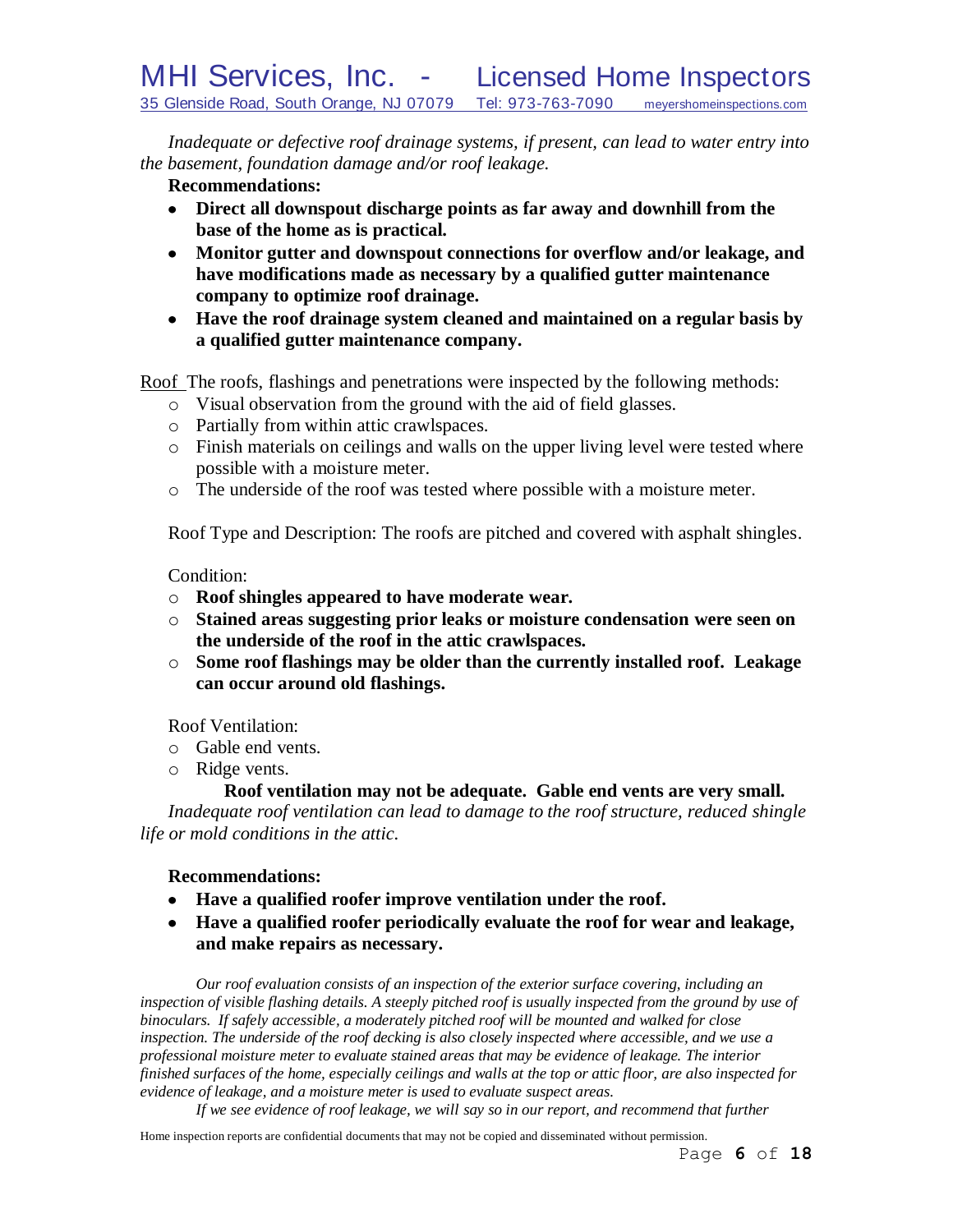*Inadequate or defective roof drainage systems, if present, can lead to water entry into the basement, foundation damage and/or roof leakage.*

**Recommendations:**

- **Direct all downspout discharge points as far away and downhill from the base of the home as is practical.**
- **Monitor gutter and downspout connections for overflow and/or leakage, and have modifications made as necessary by a qualified gutter maintenance company to optimize roof drainage.**
- **Have the roof drainage system cleaned and maintained on a regular basis by a qualified gutter maintenance company.**

Roof The roofs, flashings and penetrations were inspected by the following methods:

- Visual observation from the ground with the aid of field glasses.
- Partially from within attic crawlspaces.
- Finish materials on ceilings and walls on the upper living level were tested where possible with a moisture meter.
- The underside of the roof was tested where possible with a moisture meter.

Roof Type and Description: The roofs are pitched and covered with asphalt shingles.

Condition:

- **Roof shingles appeared to have moderate wear.**
- **Stained areas suggesting prior leaks or moisture condensation were seen on the underside of the roof in the attic crawlspaces.**
- **Some roof flashings may be older than the currently installed roof. Leakage can occur around old flashings.**

Roof Ventilation:

- Gable end vents.
- Ridge vents.

**Roof ventilation may not be adequate. Gable end vents are very small.**

*Inadequate roof ventilation can lead to damage to the roof structure, reduced shingle life or mold conditions in the attic.*

**Recommendations:**

- **Have a qualified roofer improve ventilation under the roof.**
- **Have a qualified roofer periodically evaluate the roof for wear and leakage, and make repairs as necessary.**

*Our roof evaluation consists of an inspection of the exterior surface covering, including an inspection of visible flashing details. A steeply pitched roof is usually inspected from the ground by use of binoculars. If safely accessible, a moderately pitched roof will be mounted and walked for close inspection. The underside of the roof decking is also closely inspected where accessible, and we use a professional moisture meter to evaluate stained areas that may be evidence of leakage. The interior finished surfaces of the home, especially ceilings and walls at the top or attic floor, are also inspected for evidence of leakage, and a moisture meter is used to evaluate suspect areas.*

*If we see evidence of roof leakage, we will say so in our report, and recommend that further*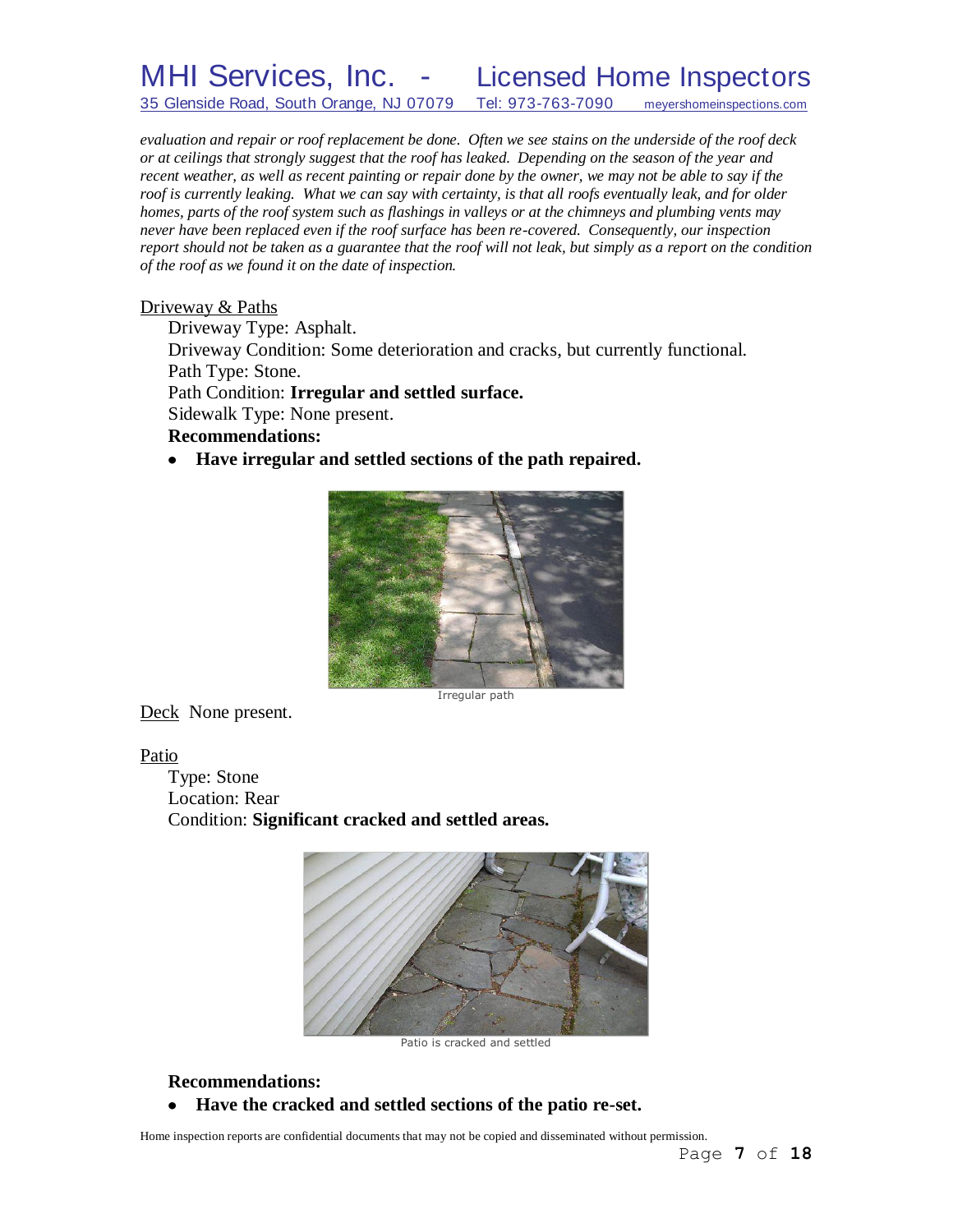*evaluation and repair or roof replacement be done. Often we see stains on the underside of the roof deck or at ceilings that strongly suggest that the roof has leaked. Depending on the season of the year and recent weather, as well as recent painting or repair done by the owner, we may not be able to say if the roof is currently leaking. What we can say with certainty, is that all roofs eventually leak, and for older homes, parts of the roof system such as flashings in valleys or at the chimneys and plumbing vents may never have been replaced even if the roof surface has been re-covered. Consequently, our inspection report should not be taken as a guarantee that the roof will not leak, but simply as a report on the condition of the roof as we found it on the date of inspection.*

Driveway & Paths

Driveway Type: Asphalt.
Driveway Condition: Some deterioration and cracks, but currently functional.
Path Type: Stone.
Path Condition: **Irregular and settled surface.**
Sidewalk Type: None present.
**Recommendations:**

- **Have irregular and settled sections of the path repaired.**

Irregular path

Deck None present.

Patio

Type: Stone
Location: Rear
Condition: **Significant cracked and settled areas.**

Patio is cracked and settled

**Recommendations:**

- **Have the cracked and settled sections of the patio re-set.**

Home inspection reports are confidential documents that may not be copied and disseminated without permission.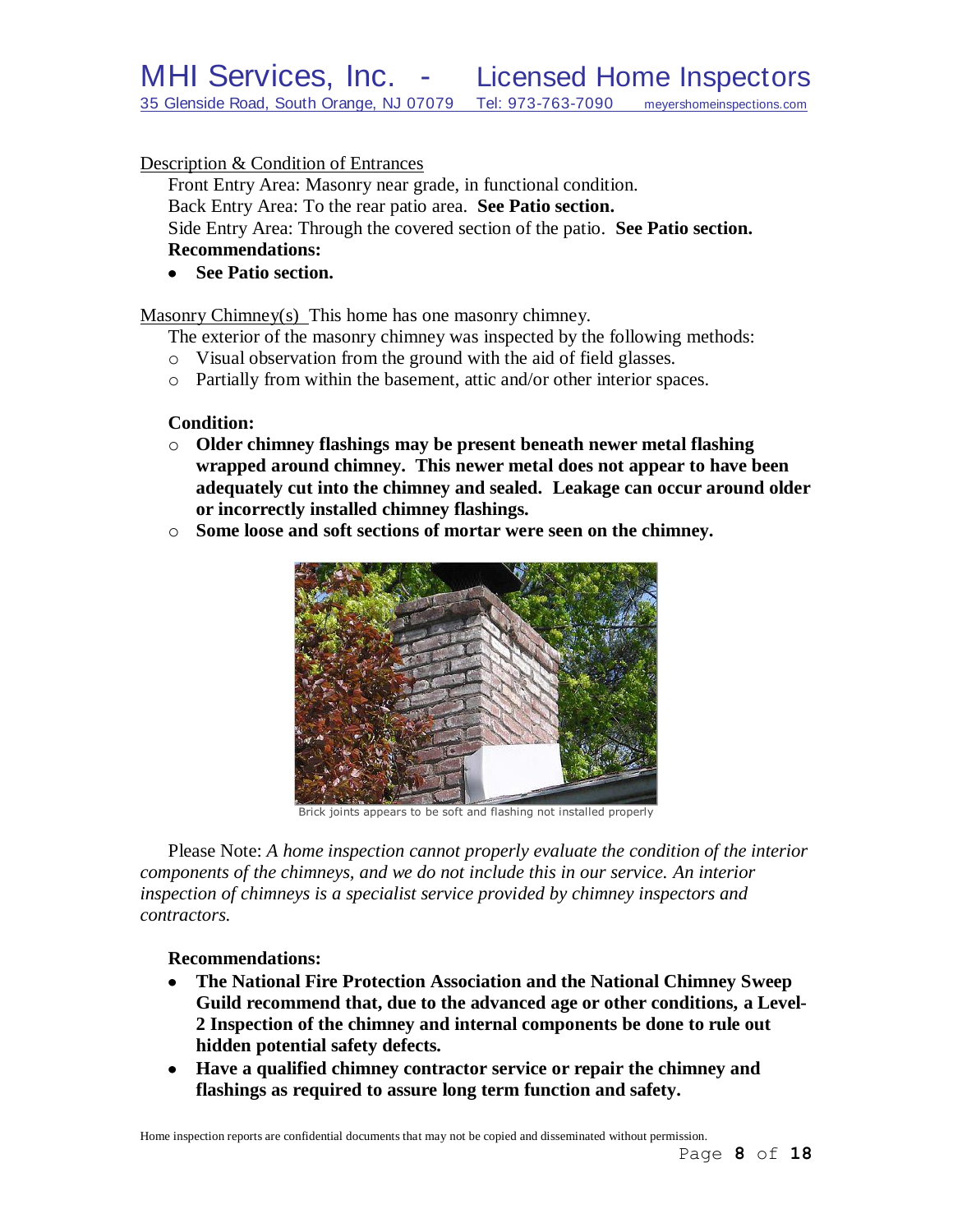Description & Condition of Entrances

Front Entry Area: Masonry near grade, in functional condition.

Back Entry Area: To the rear patio area. **See Patio section.**

Side Entry Area: Through the covered section of the patio. **See Patio section.**

**Recommendations:**

- **See Patio section.**

Masonry Chimney(s) This home has one masonry chimney.

The exterior of the masonry chimney was inspected by the following methods:

- Visual observation from the ground with the aid of field glasses.
- Partially from within the basement, attic and/or other interior spaces.

**Condition:**

- **Older chimney flashings may be present beneath newer metal flashing wrapped around chimney. This newer metal does not appear to have been adequately cut into the chimney and sealed. Leakage can occur around older or incorrectly installed chimney flashings.**
- **Some loose and soft sections of mortar were seen on the chimney.**

Brick joints appears to be soft and flashing not installed properly

Please Note: *A home inspection cannot properly evaluate the condition of the interior components of the chimneys, and we do not include this in our service. An interior inspection of chimneys is a specialist service provided by chimney inspectors and contractors.*

**Recommendations:**

- **The National Fire Protection Association and the National Chimney Sweep Guild recommend that, due to the advanced age or other conditions, a Level-2 Inspection of the chimney and internal components be done to rule out hidden potential safety defects.**
- **Have a qualified chimney contractor service or repair the chimney and flashings as required to assure long term function and safety.**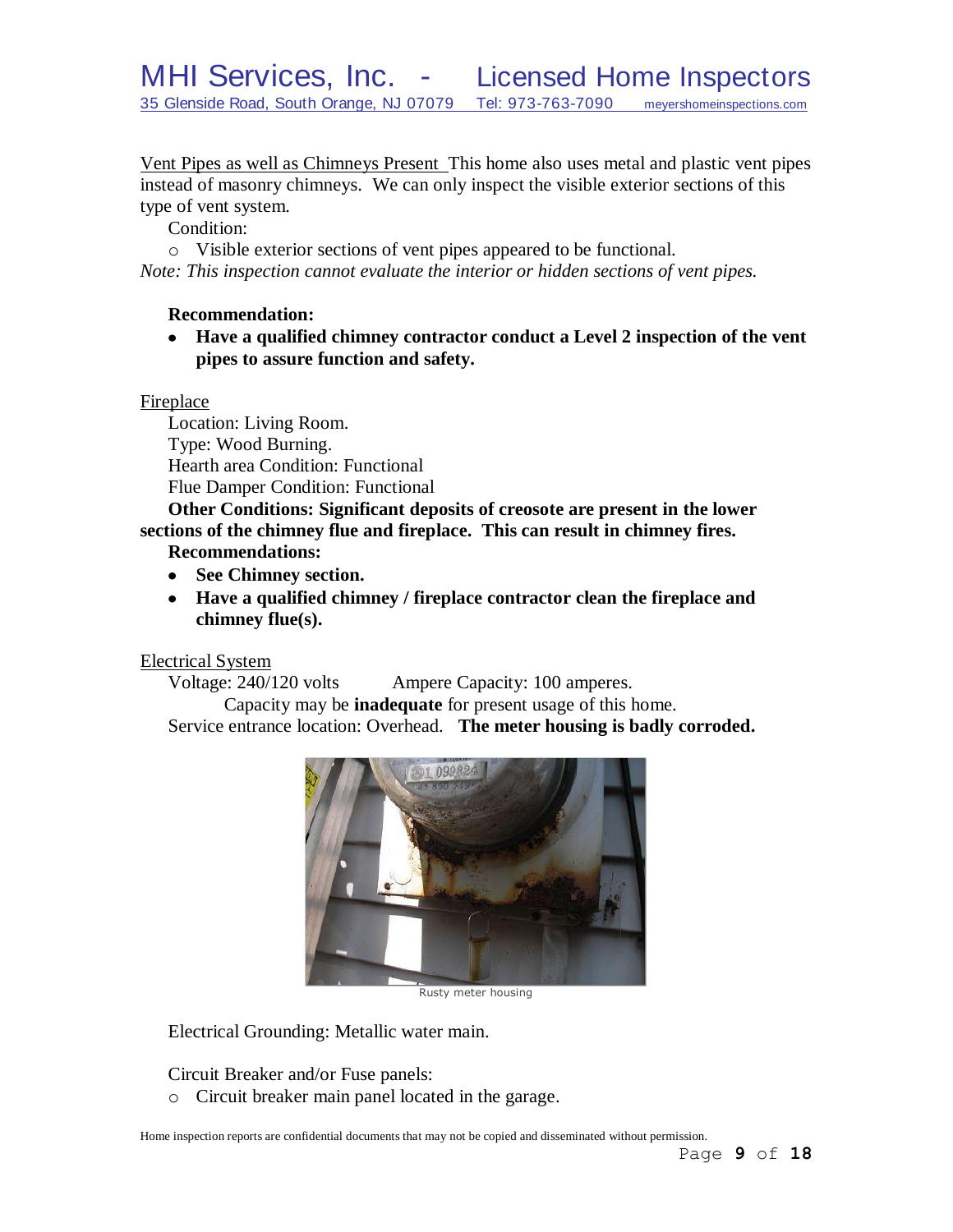Vent Pipes as well as Chimneys Present This home also uses metal and plastic vent pipes instead of masonry chimneys. We can only inspect the visible exterior sections of this type of vent system.

Condition:

- Visible exterior sections of vent pipes appeared to be functional.

*Note: This inspection cannot evaluate the interior or hidden sections of vent pipes.*

**Recommendation:**

- **Have a qualified chimney contractor conduct a Level 2 inspection of the vent pipes to assure function and safety.**

Fireplace

Location: Living Room.
Type: Wood Burning.
Hearth area Condition: Functional
Flue Damper Condition: Functional

**Other Conditions: Significant deposits of creosote are present in the lower sections of the chimney flue and fireplace. This can result in chimney fires.**

**Recommendations:**

- **See Chimney section.**
- **Have a qualified chimney / fireplace contractor clean the fireplace and chimney flue(s).**

Electrical System

Voltage: 240/120 volts Ampere Capacity: 100 amperes.
Capacity may be **inadequate** for present usage of this home.
Service entrance location: Overhead. **The meter housing is badly corroded.**

Rusty meter housing

Electrical Grounding: Metallic water main.

Circuit Breaker and/or Fuse panels:

- Circuit breaker main panel located in the garage.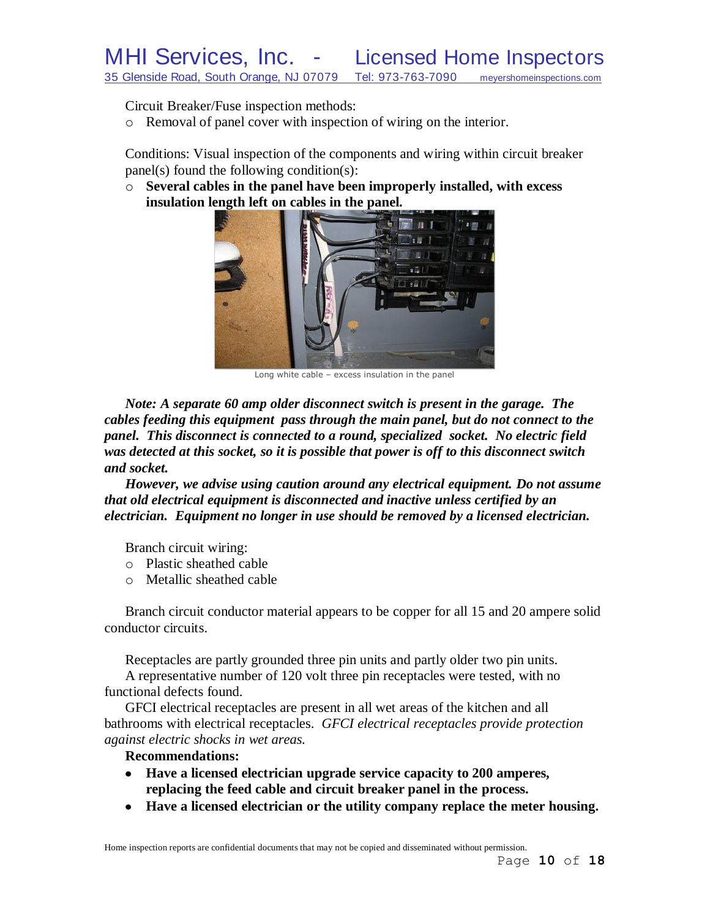Circuit Breaker/Fuse inspection methods:

- Removal of panel cover with inspection of wiring on the interior.

Conditions: Visual inspection of the components and wiring within circuit breaker panel(s) found the following condition(s):

- **Several cables in the panel have been improperly installed, with excess insulation length left on cables in the panel.**

Long white cable – excess insulation in the panel

***Note: A separate 60 amp older disconnect switch is present in the garage. The cables feeding this equipment pass through the main panel, but do not connect to the panel. This disconnect is connected to a round, specialized socket. No electric field was detected at this socket, so it is possible that power is off to this disconnect switch and socket.***

***However, we advise using caution around any electrical equipment. Do not assume that old electrical equipment is disconnected and inactive unless certified by an electrician. Equipment no longer in use should be removed by a licensed electrician.***

Branch circuit wiring:

- Plastic sheathed cable
- Metallic sheathed cable

Branch circuit conductor material appears to be copper for all 15 and 20 ampere solid conductor circuits.

Receptacles are partly grounded three pin units and partly older two pin units.

A representative number of 120 volt three pin receptacles were tested, with no functional defects found.

GFCI electrical receptacles are present in all wet areas of the kitchen and all bathrooms with electrical receptacles. *GFCI electrical receptacles provide protection against electric shocks in wet areas.*

**Recommendations:**

- **Have a licensed electrician upgrade service capacity to 200 amperes, replacing the feed cable and circuit breaker panel in the process.**
- **Have a licensed electrician or the utility company replace the meter housing.**

Home inspection reports are confidential documents that may not be copied and disseminated without permission.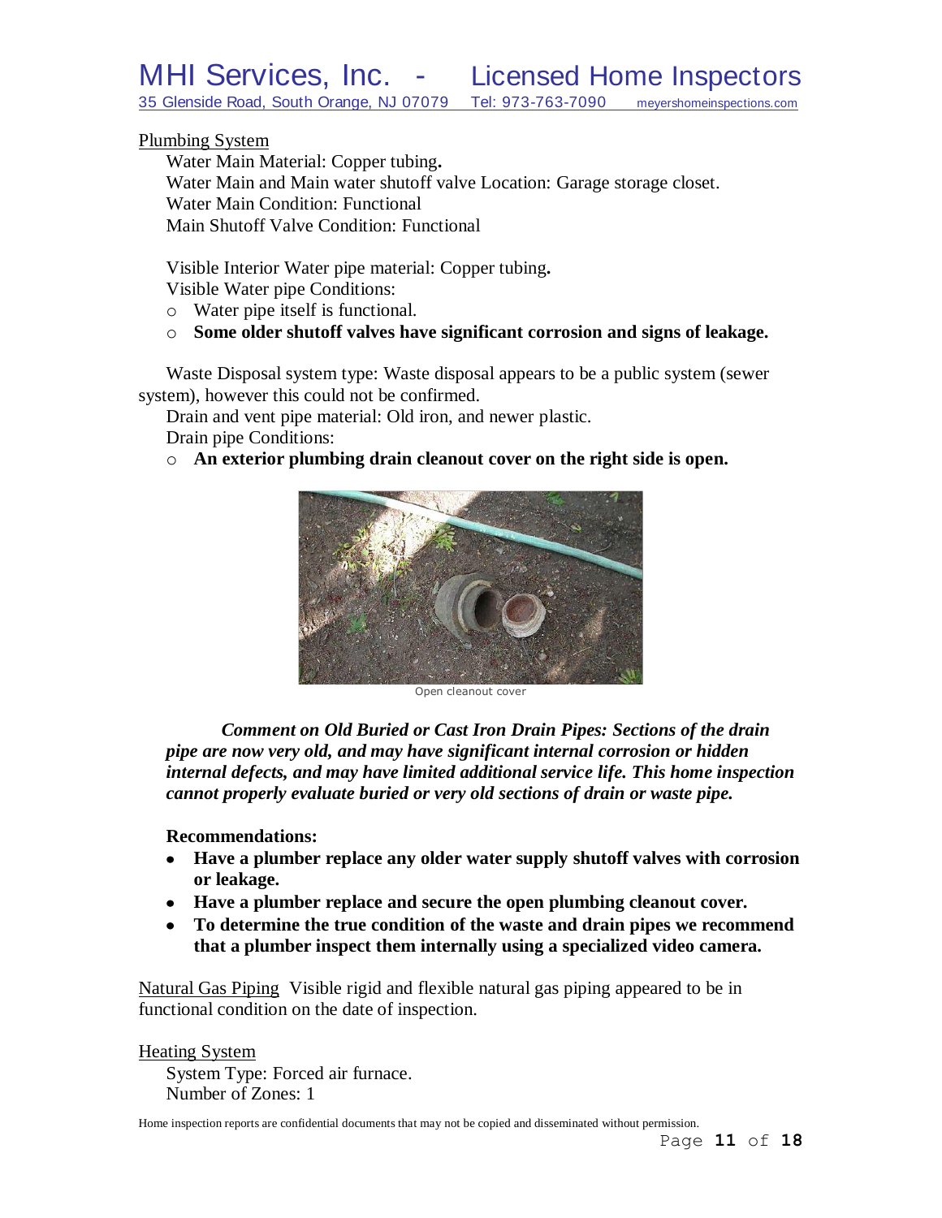Plumbing System

Water Main Material: Copper tubing**.**

Water Main and Main water shutoff valve Location: Garage storage closet.

Water Main Condition: Functional

Main Shutoff Valve Condition: Functional

Visible Interior Water pipe material: Copper tubing**.**

Visible Water pipe Conditions:

- Water pipe itself is functional.
- **Some older shutoff valves have significant corrosion and signs of leakage.**

Waste Disposal system type: Waste disposal appears to be a public system (sewer system), however this could not be confirmed.

Drain and vent pipe material: Old iron, and newer plastic.

Drain pipe Conditions:

- **An exterior plumbing drain cleanout cover on the right side is open.**

Open cleanout cover

***Comment on Old Buried or Cast Iron Drain Pipes: Sections of the drain pipe are now very old, and may have significant internal corrosion or hidden internal defects, and may have limited additional service life. This home inspection cannot properly evaluate buried or very old sections of drain or waste pipe.***

**Recommendations:**

- **Have a plumber replace any older water supply shutoff valves with corrosion or leakage.**
- **Have a plumber replace and secure the open plumbing cleanout cover.**
- **To determine the true condition of the waste and drain pipes we recommend that a plumber inspect them internally using a specialized video camera.**

Natural Gas Piping Visible rigid and flexible natural gas piping appeared to be in functional condition on the date of inspection.

Heating System

System Type: Forced air furnace.

Number of Zones: 1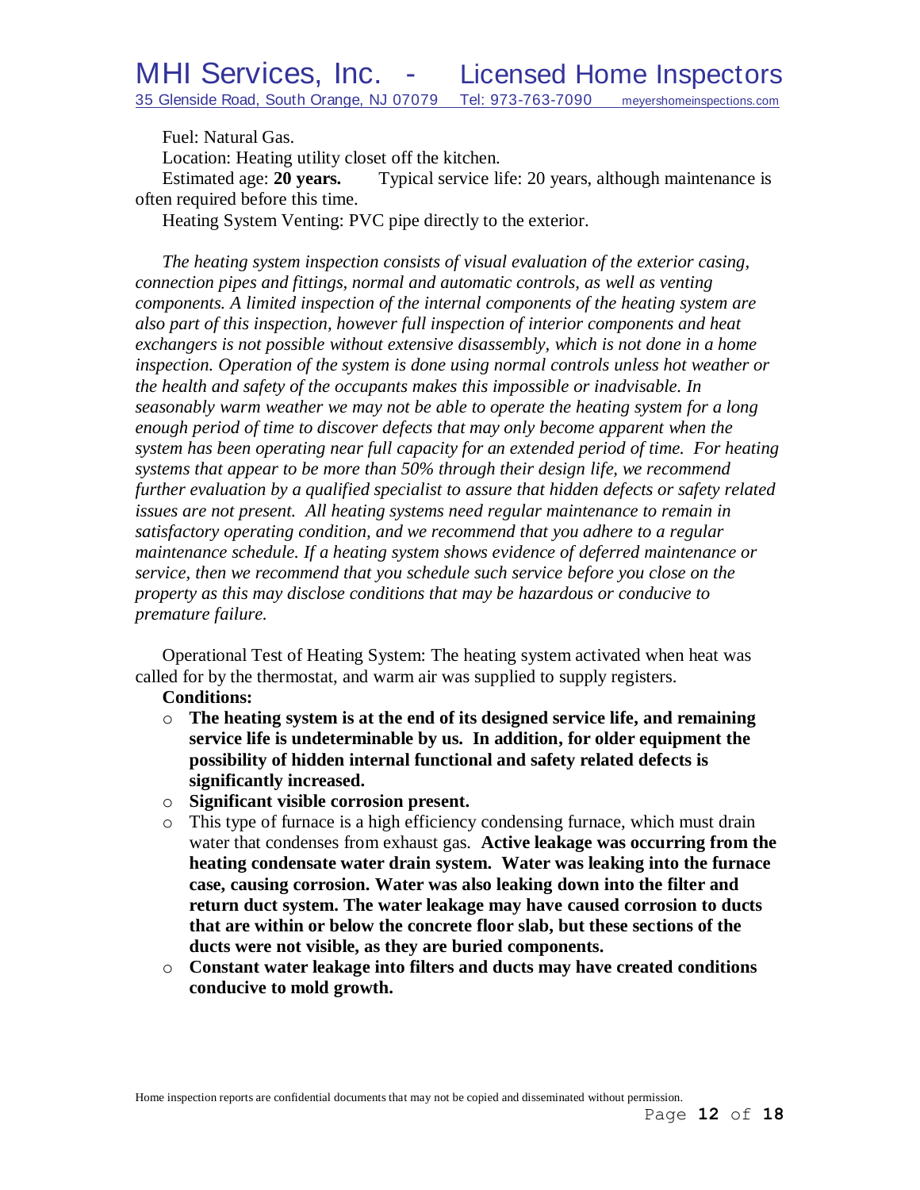Fuel: Natural Gas.

Location: Heating utility closet off the kitchen.

Estimated age: **20 years.** Typical service life: 20 years, although maintenance is often required before this time.

Heating System Venting: PVC pipe directly to the exterior.

*The heating system inspection consists of visual evaluation of the exterior casing, connection pipes and fittings, normal and automatic controls, as well as venting components. A limited inspection of the internal components of the heating system are also part of this inspection, however full inspection of interior components and heat exchangers is not possible without extensive disassembly, which is not done in a home inspection. Operation of the system is done using normal controls unless hot weather or the health and safety of the occupants makes this impossible or inadvisable. In seasonably warm weather we may not be able to operate the heating system for a long enough period of time to discover defects that may only become apparent when the system has been operating near full capacity for an extended period of time. For heating systems that appear to be more than 50% through their design life, we recommend further evaluation by a qualified specialist to assure that hidden defects or safety related issues are not present. All heating systems need regular maintenance to remain in satisfactory operating condition, and we recommend that you adhere to a regular maintenance schedule. If a heating system shows evidence of deferred maintenance or service, then we recommend that you schedule such service before you close on the property as this may disclose conditions that may be hazardous or conducive to premature failure.*

Operational Test of Heating System: The heating system activated when heat was called for by the thermostat, and warm air was supplied to supply registers.

**Conditions:**

- **The heating system is at the end of its designed service life, and remaining service life is undeterminable by us. In addition, for older equipment the possibility of hidden internal functional and safety related defects is significantly increased.**
- **Significant visible corrosion present.**
- This type of furnace is a high efficiency condensing furnace, which must drain water that condenses from exhaust gas. **Active leakage was occurring from the heating condensate water drain system. Water was leaking into the furnace case, causing corrosion. Water was also leaking down into the filter and return duct system. The water leakage may have caused corrosion to ducts that are within or below the concrete floor slab, but these sections of the ducts were not visible, as they are buried components.**
- **Constant water leakage into filters and ducts may have created conditions conducive to mold growth.**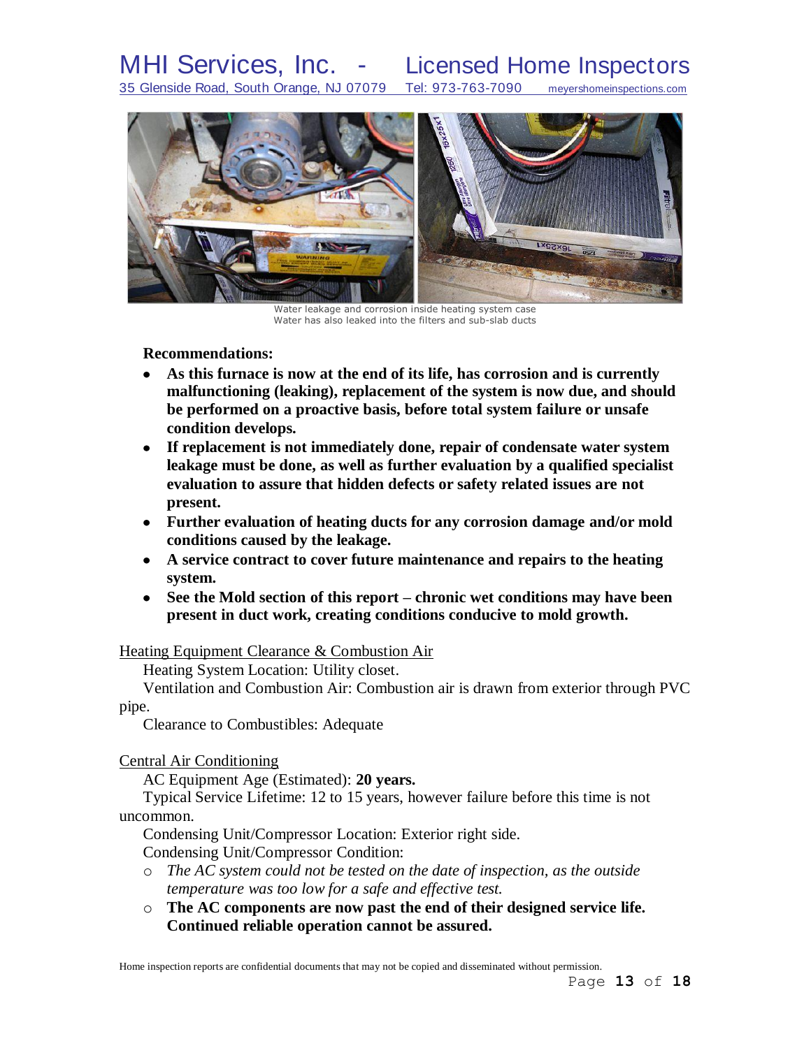Water leakage and corrosion inside heating system case
Water has also leaked into the filters and sub-slab ducts

**Recommendations:**

- **As this furnace is now at the end of its life, has corrosion and is currently malfunctioning (leaking), replacement of the system is now due, and should be performed on a proactive basis, before total system failure or unsafe condition develops.**
- **If replacement is not immediately done, repair of condensate water system leakage must be done, as well as further evaluation by a qualified specialist evaluation to assure that hidden defects or safety related issues are not present.**
- **Further evaluation of heating ducts for any corrosion damage and/or mold conditions caused by the leakage.**
- **A service contract to cover future maintenance and repairs to the heating system.**
- **See the Mold section of this report – chronic wet conditions may have been present in duct work, creating conditions conducive to mold growth.**

Heating Equipment Clearance & Combustion Air

Heating System Location: Utility closet.

Ventilation and Combustion Air: Combustion air is drawn from exterior through PVC pipe.

Clearance to Combustibles: Adequate

Central Air Conditioning

AC Equipment Age (Estimated): **20 years.**

Typical Service Lifetime: 12 to 15 years, however failure before this time is not uncommon.

Condensing Unit/Compressor Location: Exterior right side.

Condensing Unit/Compressor Condition:

- *The AC system could not be tested on the date of inspection, as the outside temperature was too low for a safe and effective test.*
- **The AC components are now past the end of their designed service life. Continued reliable operation cannot be assured.**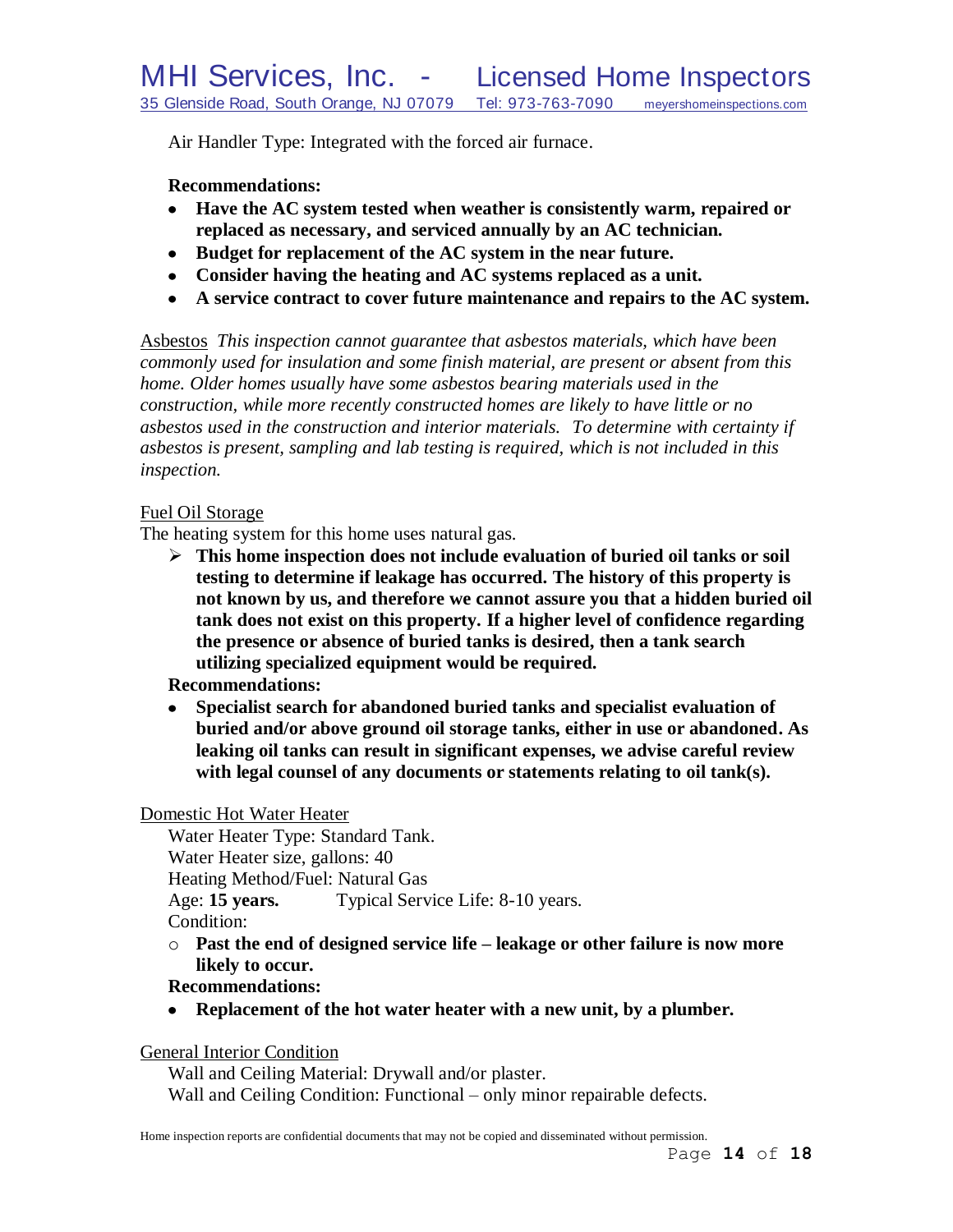Air Handler Type: Integrated with the forced air furnace.

**Recommendations:**

- **Have the AC system tested when weather is consistently warm, repaired or replaced as necessary, and serviced annually by an AC technician.**
- **Budget for replacement of the AC system in the near future.**
- **Consider having the heating and AC systems replaced as a unit.**
- **A service contract to cover future maintenance and repairs to the AC system.**

Asbestos *This inspection cannot guarantee that asbestos materials, which have been commonly used for insulation and some finish material, are present or absent from this home. Older homes usually have some asbestos bearing materials used in the construction, while more recently constructed homes are likely to have little or no asbestos used in the construction and interior materials. To determine with certainty if asbestos is present, sampling and lab testing is required, which is not included in this inspection.*

Fuel Oil Storage

The heating system for this home uses natural gas.

- **This home inspection does not include evaluation of buried oil tanks or soil testing to determine if leakage has occurred. The history of this property is not known by us, and therefore we cannot assure you that a hidden buried oil tank does not exist on this property. If a higher level of confidence regarding the presence or absence of buried tanks is desired, then a tank search utilizing specialized equipment would be required.**

**Recommendations:**

- **Specialist search for abandoned buried tanks and specialist evaluation of buried and/or above ground oil storage tanks, either in use or abandoned. As leaking oil tanks can result in significant expenses, we advise careful review with legal counsel of any documents or statements relating to oil tank(s).**

Domestic Hot Water Heater

Water Heater Type: Standard Tank.
Water Heater size, gallons: 40
Heating Method/Fuel: Natural Gas
Age: **15 years.** Typical Service Life: 8-10 years.
Condition:

- **Past the end of designed service life – leakage or other failure is now more likely to occur.**

**Recommendations:**

- **Replacement of the hot water heater with a new unit, by a plumber.**

General Interior Condition

Wall and Ceiling Material: Drywall and/or plaster.
Wall and Ceiling Condition: Functional – only minor repairable defects.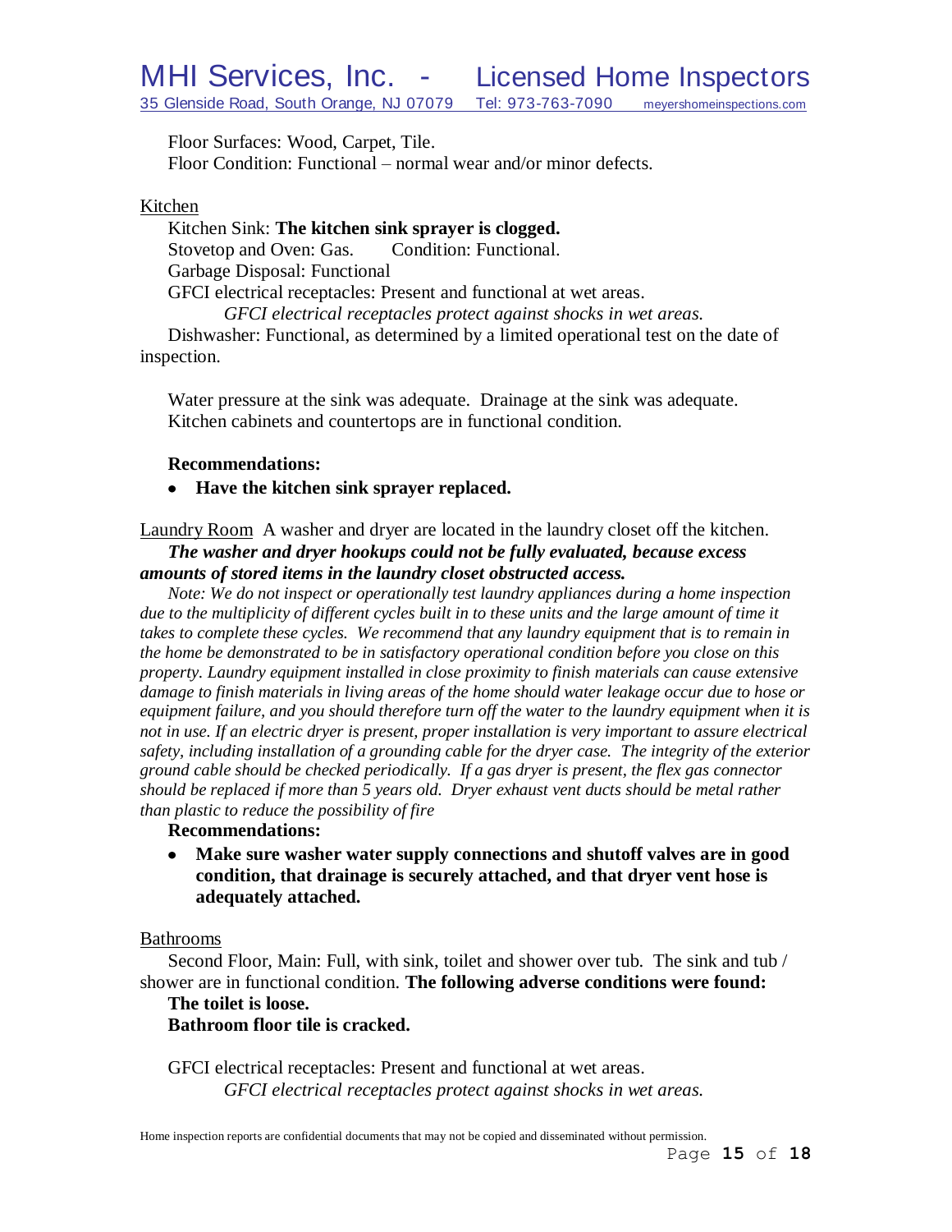Floor Surfaces: Wood, Carpet, Tile.
Floor Condition: Functional – normal wear and/or minor defects.

Kitchen

Kitchen Sink: **The kitchen sink sprayer is clogged.**
Stovetop and Oven: Gas. Condition: Functional.
Garbage Disposal: Functional
GFCI electrical receptacles: Present and functional at wet areas.
*GFCI electrical receptacles protect against shocks in wet areas.*
Dishwasher: Functional, as determined by a limited operational test on the date of inspection.

Water pressure at the sink was adequate. Drainage at the sink was adequate.
Kitchen cabinets and countertops are in functional condition.

**Recommendations:**

- **Have the kitchen sink sprayer replaced.**

Laundry Room A washer and dryer are located in the laundry closet off the kitchen.
***The washer and dryer hookups could not be fully evaluated, because excess amounts of stored items in the laundry closet obstructed access.***

*Note: We do not inspect or operationally test laundry appliances during a home inspection due to the multiplicity of different cycles built in to these units and the large amount of time it takes to complete these cycles. We recommend that any laundry equipment that is to remain in the home be demonstrated to be in satisfactory operational condition before you close on this property. Laundry equipment installed in close proximity to finish materials can cause extensive damage to finish materials in living areas of the home should water leakage occur due to hose or equipment failure, and you should therefore turn off the water to the laundry equipment when it is not in use. If an electric dryer is present, proper installation is very important to assure electrical safety, including installation of a grounding cable for the dryer case. The integrity of the exterior ground cable should be checked periodically. If a gas dryer is present, the flex gas connector should be replaced if more than 5 years old. Dryer exhaust vent ducts should be metal rather than plastic to reduce the possibility of fire*

**Recommendations:**

- **Make sure washer water supply connections and shutoff valves are in good condition, that drainage is securely attached, and that dryer vent hose is adequately attached.**

Bathrooms

Second Floor, Main: Full, with sink, toilet and shower over tub. The sink and tub / shower are in functional condition. **The following adverse conditions were found:**
**The toilet is loose.**
**Bathroom floor tile is cracked.**

GFCI electrical receptacles: Present and functional at wet areas.
*GFCI electrical receptacles protect against shocks in wet areas.*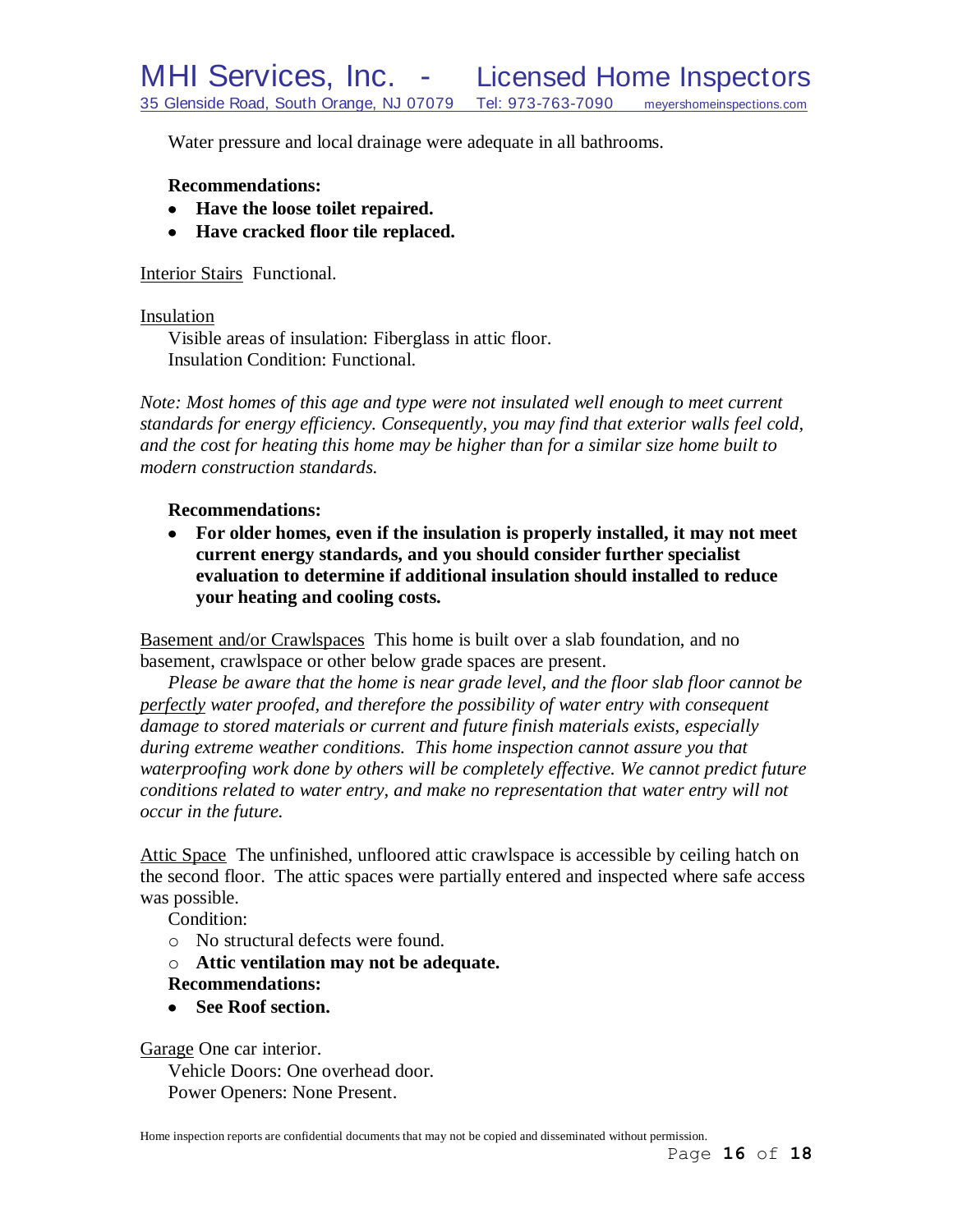Water pressure and local drainage were adequate in all bathrooms.

**Recommendations:**

- **Have the loose toilet repaired.**
- **Have cracked floor tile replaced.**

Interior Stairs  Functional.

Insulation

Visible areas of insulation: Fiberglass in attic floor.
Insulation Condition: Functional.

*Note: Most homes of this age and type were not insulated well enough to meet current standards for energy efficiency. Consequently, you may find that exterior walls feel cold, and the cost for heating this home may be higher than for a similar size home built to modern construction standards.*

**Recommendations:**

- **For older homes, even if the insulation is properly installed, it may not meet current energy standards, and you should consider further specialist evaluation to determine if additional insulation should installed to reduce your heating and cooling costs.**

Basement and/or Crawlspaces  This home is built over a slab foundation, and no basement, crawlspace or other below grade spaces are present.

*Please be aware that the home is near grade level, and the floor slab floor cannot be perfectly water proofed, and therefore the possibility of water entry with consequent damage to stored materials or current and future finish materials exists, especially during extreme weather conditions.  This home inspection cannot assure you that waterproofing work done by others will be completely effective. We cannot predict future conditions related to water entry, and make no representation that water entry will not occur in the future.*

Attic Space  The unfinished, unfloored attic crawlspace is accessible by ceiling hatch on the second floor.  The attic spaces were partially entered and inspected where safe access was possible.

Condition:

- No structural defects were found.
- **Attic ventilation may not be adequate.**

**Recommendations:**

- **See Roof section.**

Garage One car interior.

Vehicle Doors: One overhead door.
Power Openers: None Present.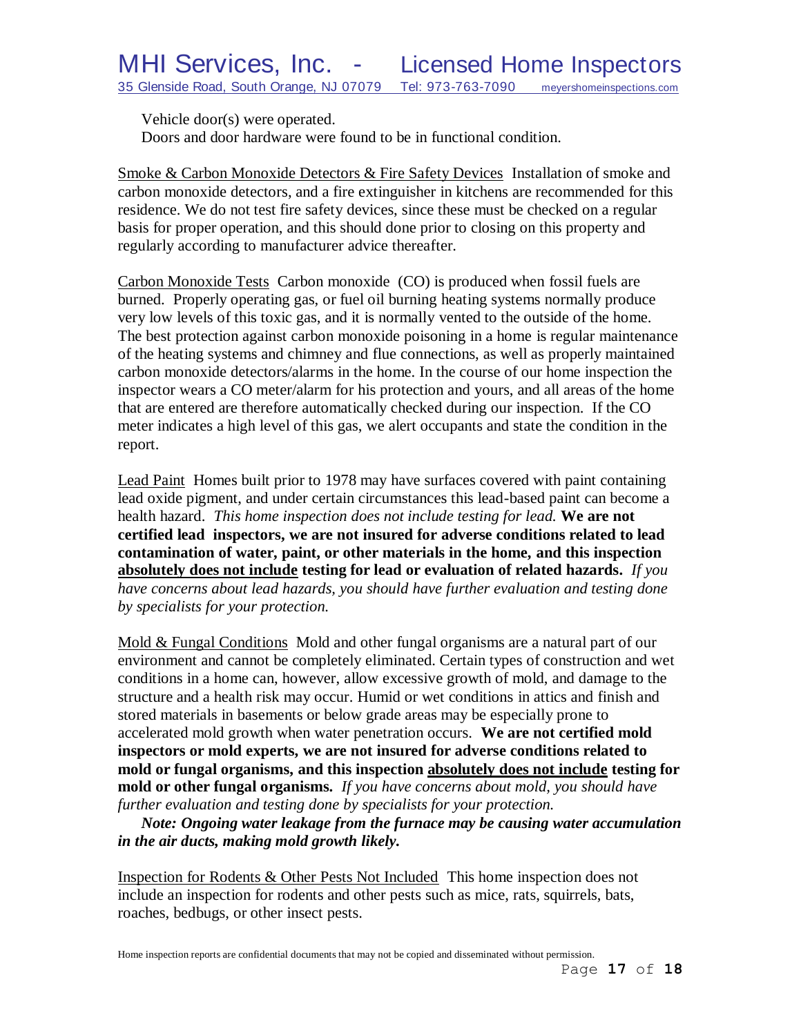Vehicle door(s) were operated.
Doors and door hardware were found to be in functional condition.

Smoke & Carbon Monoxide Detectors & Fire Safety Devices  Installation of smoke and carbon monoxide detectors, and a fire extinguisher in kitchens are recommended for this residence. We do not test fire safety devices, since these must be checked on a regular basis for proper operation, and this should done prior to closing on this property and regularly according to manufacturer advice thereafter.

Carbon Monoxide Tests  Carbon monoxide (CO) is produced when fossil fuels are burned. Properly operating gas, or fuel oil burning heating systems normally produce very low levels of this toxic gas, and it is normally vented to the outside of the home. The best protection against carbon monoxide poisoning in a home is regular maintenance of the heating systems and chimney and flue connections, as well as properly maintained carbon monoxide detectors/alarms in the home. In the course of our home inspection the inspector wears a CO meter/alarm for his protection and yours, and all areas of the home that are entered are therefore automatically checked during our inspection. If the CO meter indicates a high level of this gas, we alert occupants and state the condition in the report.

Lead Paint  Homes built prior to 1978 may have surfaces covered with paint containing lead oxide pigment, and under certain circumstances this lead-based paint can become a health hazard. *This home inspection does not include testing for lead.* **We are not certified lead inspectors, we are not insured for adverse conditions related to lead contamination of water, paint, or other materials in the home, and this inspection absolutely does not include testing for lead or evaluation of related hazards.** *If you have concerns about lead hazards, you should have further evaluation and testing done by specialists for your protection.*

Mold & Fungal Conditions  Mold and other fungal organisms are a natural part of our environment and cannot be completely eliminated. Certain types of construction and wet conditions in a home can, however, allow excessive growth of mold, and damage to the structure and a health risk may occur. Humid or wet conditions in attics and finish and stored materials in basements or below grade areas may be especially prone to accelerated mold growth when water penetration occurs. **We are not certified mold inspectors or mold experts, we are not insured for adverse conditions related to mold or fungal organisms, and this inspection absolutely does not include testing for mold or other fungal organisms.** *If you have concerns about mold, you should have further evaluation and testing done by specialists for your protection.*

***Note: Ongoing water leakage from the furnace may be causing water accumulation in the air ducts, making mold growth likely.***

Inspection for Rodents & Other Pests Not Included  This home inspection does not include an inspection for rodents and other pests such as mice, rats, squirrels, bats, roaches, bedbugs, or other insect pests.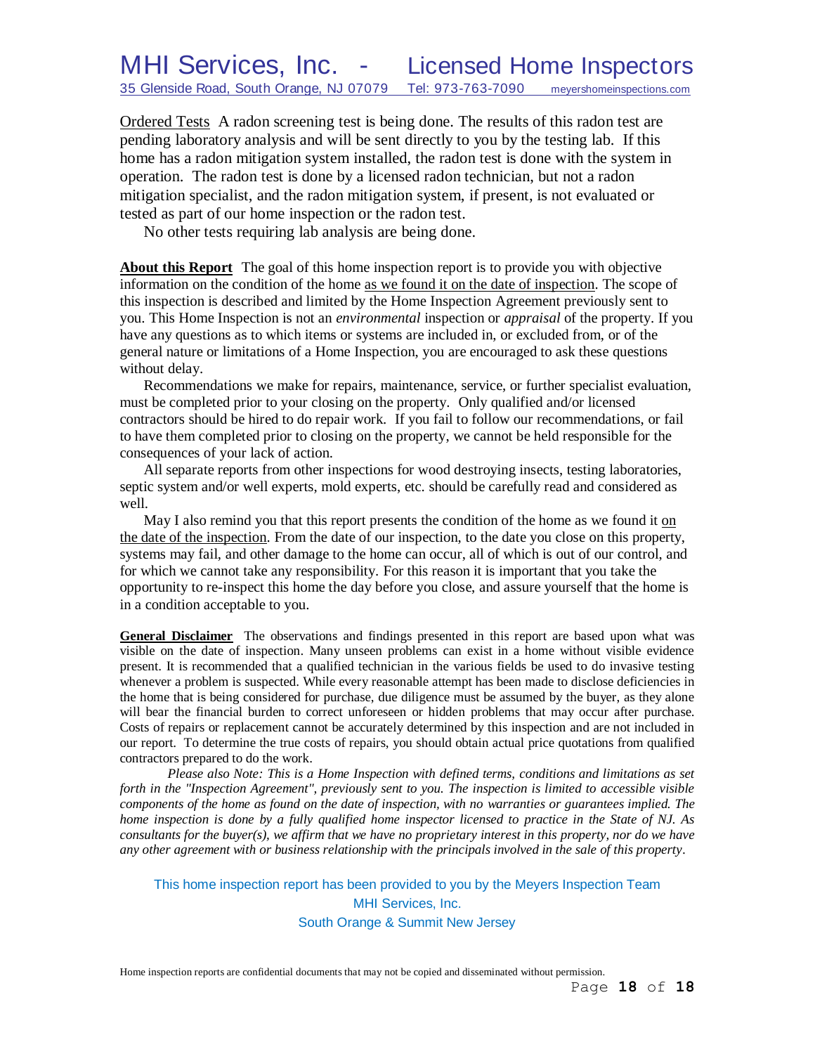Ordered Tests  A radon screening test is being done. The results of this radon test are pending laboratory analysis and will be sent directly to you by the testing lab. If this home has a radon mitigation system installed, the radon test is done with the system in operation. The radon test is done by a licensed radon technician, but not a radon mitigation specialist, and the radon mitigation system, if present, is not evaluated or tested as part of our home inspection or the radon test.

No other tests requiring lab analysis are being done.

**About this Report**  The goal of this home inspection report is to provide you with objective information on the condition of the home as we found it on the date of inspection. The scope of this inspection is described and limited by the Home Inspection Agreement previously sent to you. This Home Inspection is not an *environmental* inspection or *appraisal* of the property. If you have any questions as to which items or systems are included in, or excluded from, or of the general nature or limitations of a Home Inspection, you are encouraged to ask these questions without delay.

Recommendations we make for repairs, maintenance, service, or further specialist evaluation, must be completed prior to your closing on the property. Only qualified and/or licensed contractors should be hired to do repair work. If you fail to follow our recommendations, or fail to have them completed prior to closing on the property, we cannot be held responsible for the consequences of your lack of action.

All separate reports from other inspections for wood destroying insects, testing laboratories, septic system and/or well experts, mold experts, etc. should be carefully read and considered as well.

May I also remind you that this report presents the condition of the home as we found it on the date of the inspection. From the date of our inspection, to the date you close on this property, systems may fail, and other damage to the home can occur, all of which is out of our control, and for which we cannot take any responsibility. For this reason it is important that you take the opportunity to re-inspect this home the day before you close, and assure yourself that the home is in a condition acceptable to you.

**General Disclaimer**  The observations and findings presented in this report are based upon what was visible on the date of inspection. Many unseen problems can exist in a home without visible evidence present. It is recommended that a qualified technician in the various fields be used to do invasive testing whenever a problem is suspected. While every reasonable attempt has been made to disclose deficiencies in the home that is being considered for purchase, due diligence must be assumed by the buyer, as they alone will bear the financial burden to correct unforeseen or hidden problems that may occur after purchase. Costs of repairs or replacement cannot be accurately determined by this inspection and are not included in our report. To determine the true costs of repairs, you should obtain actual price quotations from qualified contractors prepared to do the work.

*Please also Note: This is a Home Inspection with defined terms, conditions and limitations as set forth in the "Inspection Agreement", previously sent to you. The inspection is limited to accessible visible components of the home as found on the date of inspection, with no warranties or guarantees implied. The home inspection is done by a fully qualified home inspector licensed to practice in the State of NJ. As consultants for the buyer(s), we affirm that we have no proprietary interest in this property, nor do we have any other agreement with or business relationship with the principals involved in the sale of this property.*

This home inspection report has been provided to you by the Meyers Inspection Team
MHI Services, Inc.
South Orange & Summit New Jersey

Home inspection reports are confidential documents that may not be copied and disseminated without permission.